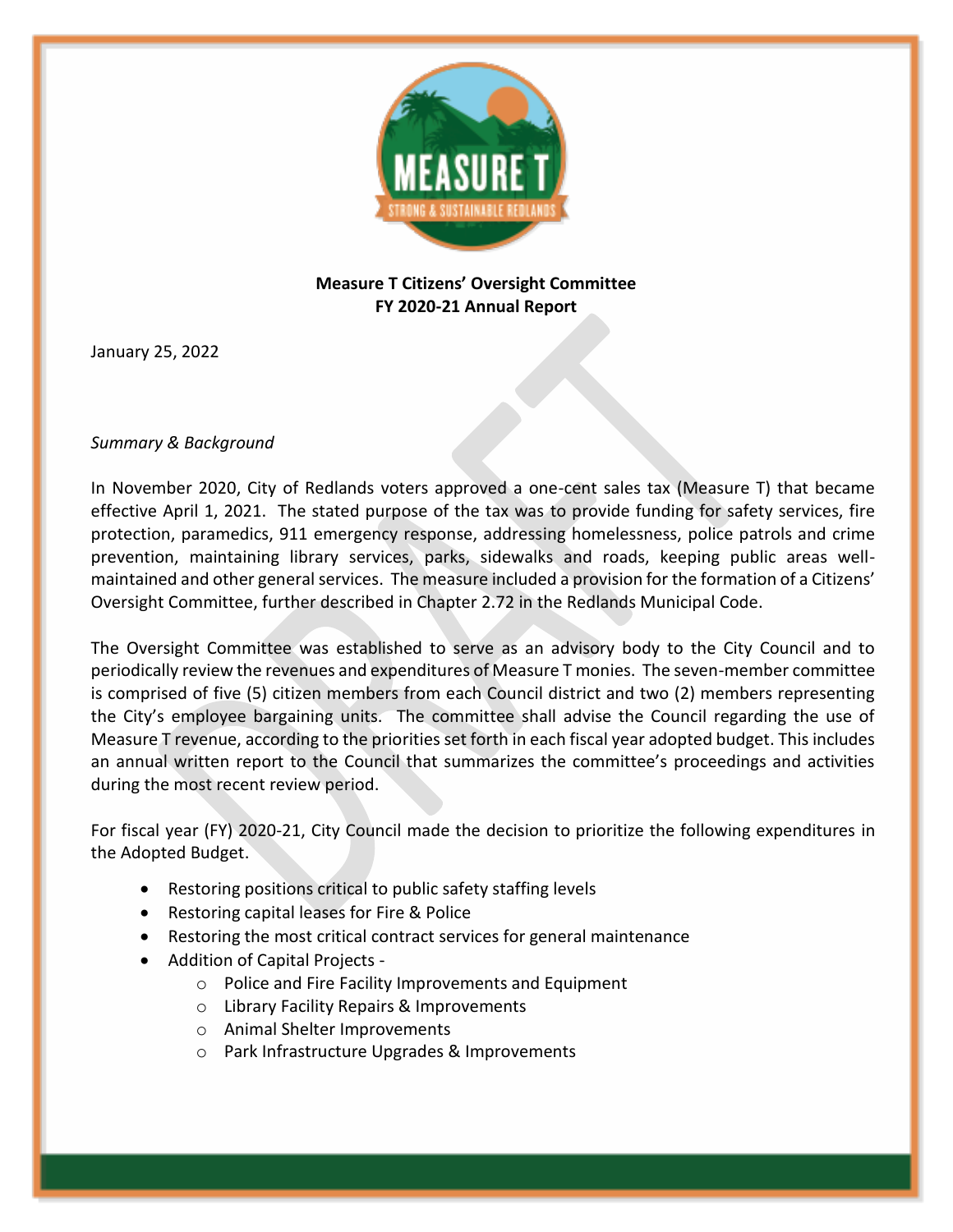**Measure T Citizens' Oversight Committee**
**FY 2020-21 Annual Report**

January 25, 2022

*Summary & Background*

In November 2020, City of Redlands voters approved a one-cent sales tax (Measure T) that became effective April 1, 2021. The stated purpose of the tax was to provide funding for safety services, fire protection, paramedics, 911 emergency response, addressing homelessness, police patrols and crime prevention, maintaining library services, parks, sidewalks and roads, keeping public areas well-maintained and other general services. The measure included a provision for the formation of a Citizens' Oversight Committee, further described in Chapter 2.72 in the Redlands Municipal Code.

The Oversight Committee was established to serve as an advisory body to the City Council and to periodically review the revenues and expenditures of Measure T monies. The seven-member committee is comprised of five (5) citizen members from each Council district and two (2) members representing the City's employee bargaining units. The committee shall advise the Council regarding the use of Measure T revenue, according to the priorities set forth in each fiscal year adopted budget. This includes an annual written report to the Council that summarizes the committee's proceedings and activities during the most recent review period.

For fiscal year (FY) 2020-21, City Council made the decision to prioritize the following expenditures in the Adopted Budget.

- Restoring positions critical to public safety staffing levels
- Restoring capital leases for Fire & Police
- Restoring the most critical contract services for general maintenance
- Addition of Capital Projects -
  - Police and Fire Facility Improvements and Equipment
  - Library Facility Repairs & Improvements
  - Animal Shelter Improvements
  - Park Infrastructure Upgrades & Improvements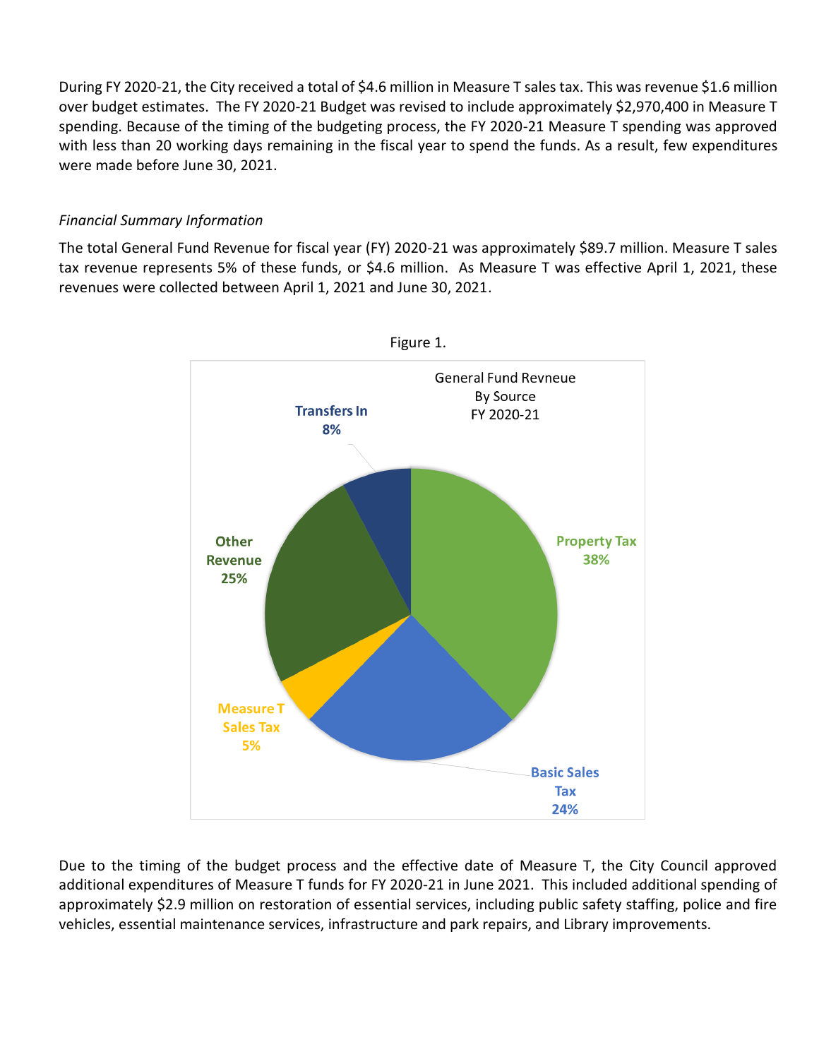During FY 2020-21, the City received a total of $4.6 million in Measure T sales tax. This was revenue $1.6 million over budget estimates. The FY 2020-21 Budget was revised to include approximately $2,970,400 in Measure T spending. Because of the timing of the budgeting process, the FY 2020-21 Measure T spending was approved with less than 20 working days remaining in the fiscal year to spend the funds. As a result, few expenditures were made before June 30, 2021.

*Financial Summary Information*

The total General Fund Revenue for fiscal year (FY) 2020-21 was approximately $89.7 million. Measure T sales tax revenue represents 5% of these funds, or $4.6 million. As Measure T was effective April 1, 2021, these revenues were collected between April 1, 2021 and June 30, 2021.

Figure 1.

General Fund Revneue By Source FY 2020-21

| Source | Share |
|---|---|
| Property Tax | 38% |
| Basic Sales Tax | 24% |
| Measure T Sales Tax | 5% |
| Other Revenue | 25% |
| Transfers In | 8% |

Due to the timing of the budget process and the effective date of Measure T, the City Council approved additional expenditures of Measure T funds for FY 2020-21 in June 2021. This included additional spending of approximately $2.9 million on restoration of essential services, including public safety staffing, police and fire vehicles, essential maintenance services, infrastructure and park repairs, and Library improvements.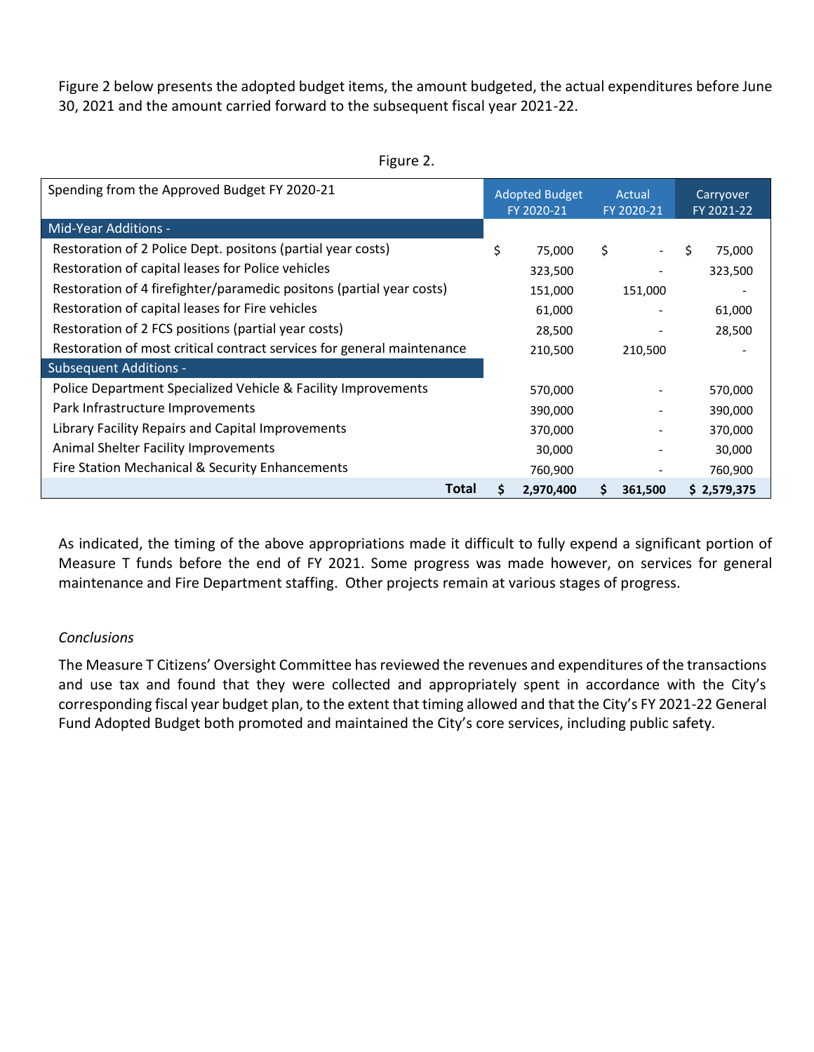Figure 2 below presents the adopted budget items, the amount budgeted, the actual expenditures before June 30, 2021 and the amount carried forward to the subsequent fiscal year 2021-22.

Figure 2.

| Spending from the Approved Budget FY 2020-21 | Adopted Budget FY 2020-21 | Actual FY 2020-21 | Carryover FY 2021-22 |
|---|---|---|---|
| Mid-Year Additions - | | | |
| Restoration of 2 Police Dept. positons (partial year costs) | $ 75,000 | $ - | $ 75,000 |
| Restoration of capital leases for Police vehicles | 323,500 | - | 323,500 |
| Restoration of 4 firefighter/paramedic positons (partial year costs) | 151,000 | 151,000 | - |
| Restoration of capital leases for Fire vehicles | 61,000 | - | 61,000 |
| Restoration of 2 FCS positions (partial year costs) | 28,500 | - | 28,500 |
| Restoration of most critical contract services for general maintenance | 210,500 | 210,500 | - |
| Subsequent Additions - | | | |
| Police Department Specialized Vehicle & Facility Improvements | 570,000 | - | 570,000 |
| Park Infrastructure Improvements | 390,000 | - | 390,000 |
| Library Facility Repairs and Capital Improvements | 370,000 | - | 370,000 |
| Animal Shelter Facility Improvements | 30,000 | - | 30,000 |
| Fire Station Mechanical & Security Enhancements | 760,900 | - | 760,900 |
| **Total** | **$ 2,970,400** | **$ 361,500** | **$ 2,579,375** |

As indicated, the timing of the above appropriations made it difficult to fully expend a significant portion of Measure T funds before the end of FY 2021. Some progress was made however, on services for general maintenance and Fire Department staffing. Other projects remain at various stages of progress.

*Conclusions*

The Measure T Citizens' Oversight Committee has reviewed the revenues and expenditures of the transactions and use tax and found that they were collected and appropriately spent in accordance with the City's corresponding fiscal year budget plan, to the extent that timing allowed and that the City's FY 2021-22 General Fund Adopted Budget both promoted and maintained the City's core services, including public safety.